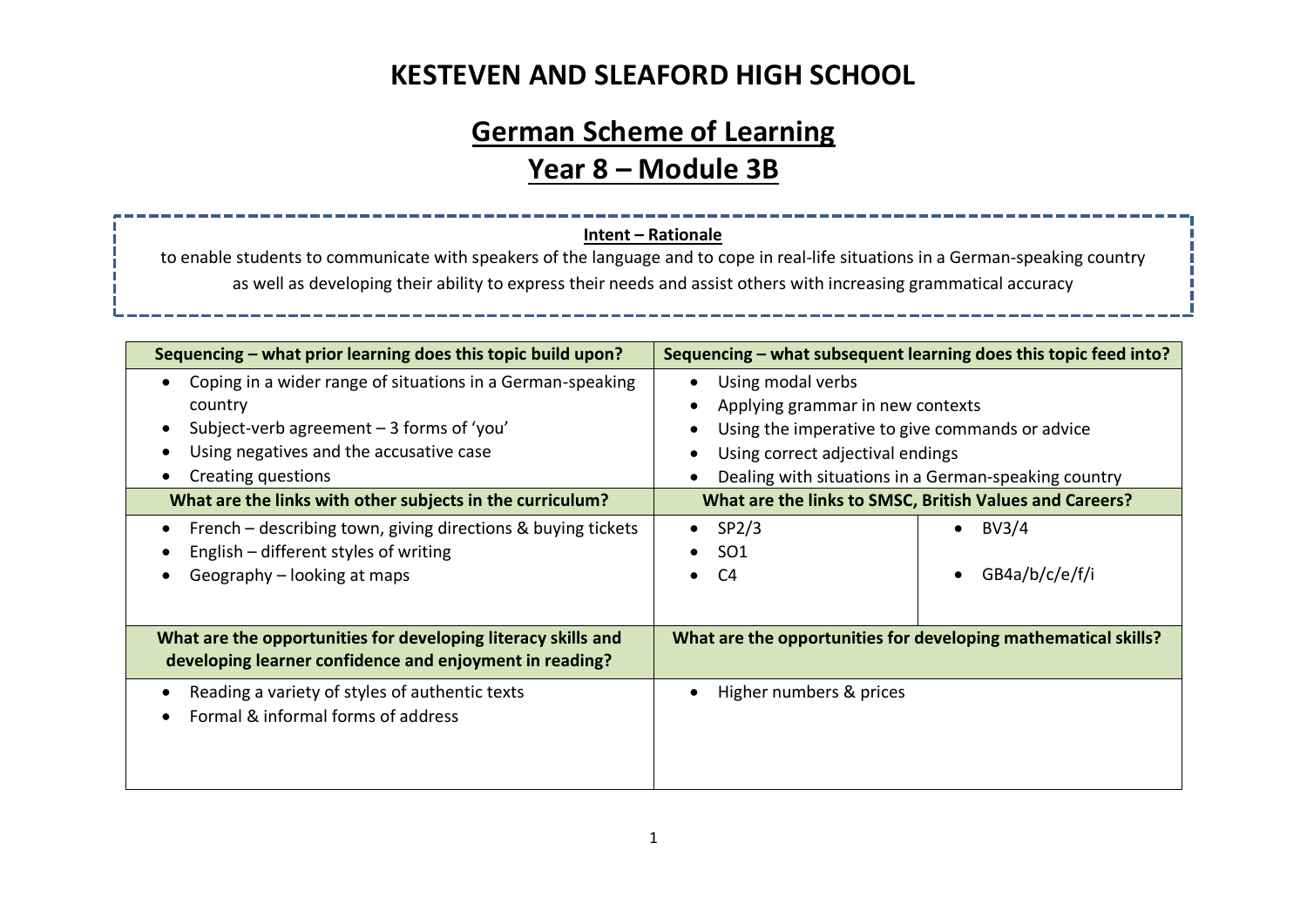# KESTEVEN AND SLEAFORD HIGH SCHOOL

## German Scheme of Learning

## Year 8 – Module 3B

**Intent – Rationale**

to enable students to communicate with speakers of the language and to cope in real-life situations in a German-speaking country as well as developing their ability to express their needs and assist others with increasing grammatical accuracy

| Sequencing – what prior learning does this topic build upon? | Sequencing – what subsequent learning does this topic feed into? | |
|---|---|---|
| • Coping in a wider range of situations in a German-speaking country<br>• Subject-verb agreement – 3 forms of 'you'<br>• Using negatives and the accusative case<br>• Creating questions | • Using modal verbs<br>• Applying grammar in new contexts<br>• Using the imperative to give commands or advice<br>• Using correct adjectival endings<br>• Dealing with situations in a German-speaking country | |
| **What are the links with other subjects in the curriculum?** | **What are the links to SMSC, British Values and Careers?** | |
| • French – describing town, giving directions & buying tickets<br>• English – different styles of writing<br>• Geography – looking at maps | • SP2/3<br>• SO1<br>• C4 | • BV3/4<br>• GB4a/b/c/e/f/i |
| **What are the opportunities for developing literacy skills and developing learner confidence and enjoyment in reading?** | **What are the opportunities for developing mathematical skills?** | |
| • Reading a variety of styles of authentic texts<br>• Formal & informal forms of address | • Higher numbers & prices | |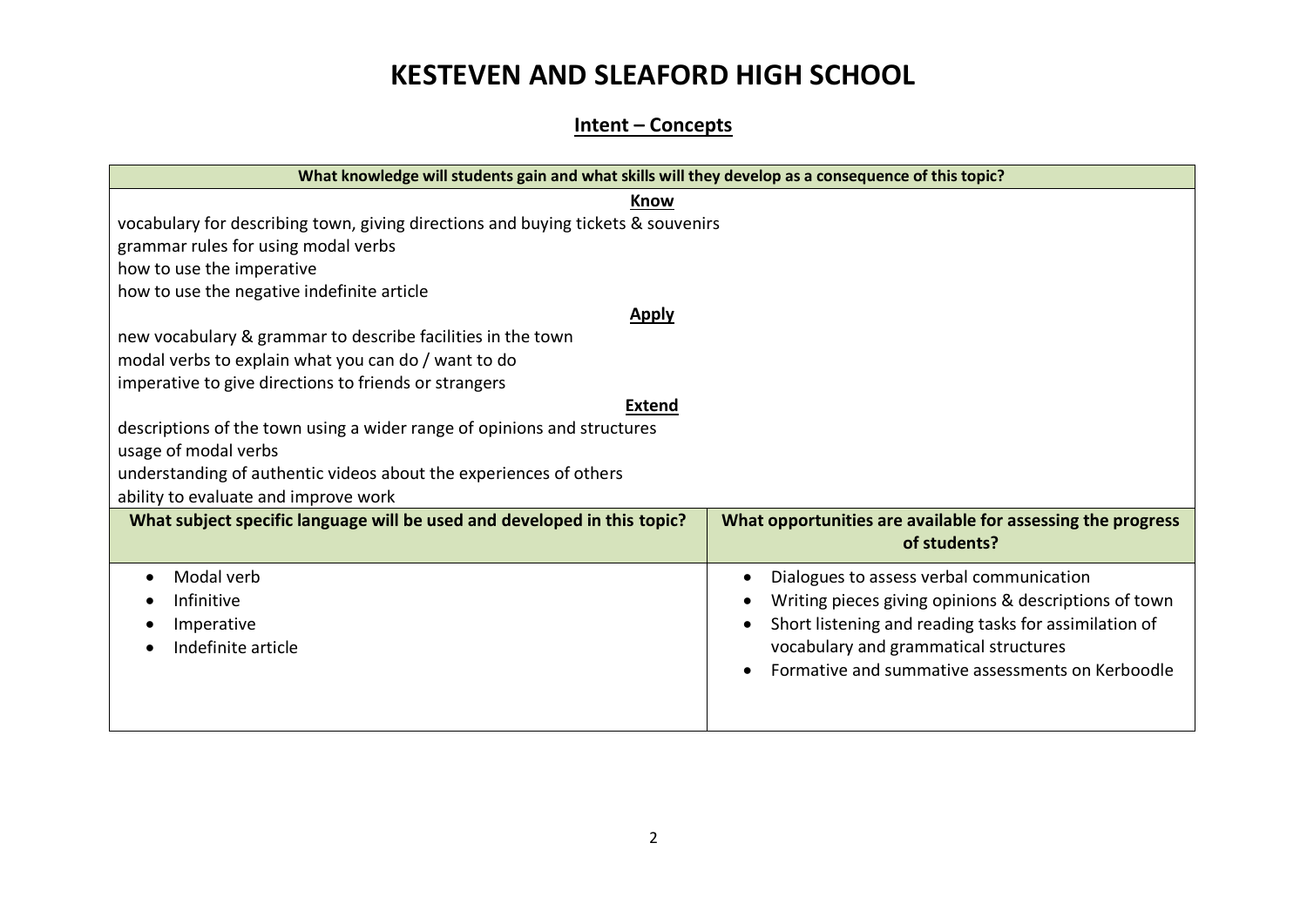# KESTEVEN AND SLEAFORD HIGH SCHOOL

## Intent – Concepts

| What knowledge will students gain and what skills will they develop as a consequence of this topic? | |
|---|---|
| **Know**<br>vocabulary for describing town, giving directions and buying tickets & souvenirs<br>grammar rules for using modal verbs<br>how to use the imperative<br>how to use the negative indefinite article<br>**Apply**<br>new vocabulary & grammar to describe facilities in the town<br>modal verbs to explain what you can do / want to do<br>imperative to give directions to friends or strangers<br>**Extend**<br>descriptions of the town using a wider range of opinions and structures<br>usage of modal verbs<br>understanding of authentic videos about the experiences of others<br>ability to evaluate and improve work | |
| **What subject specific language will be used and developed in this topic?** | **What opportunities are available for assessing the progress of students?** |
| • Modal verb<br>• Infinitive<br>• Imperative<br>• Indefinite article | • Dialogues to assess verbal communication<br>• Writing pieces giving opinions & descriptions of town<br>• Short listening and reading tasks for assimilation of vocabulary and grammatical structures<br>• Formative and summative assessments on Kerboodle |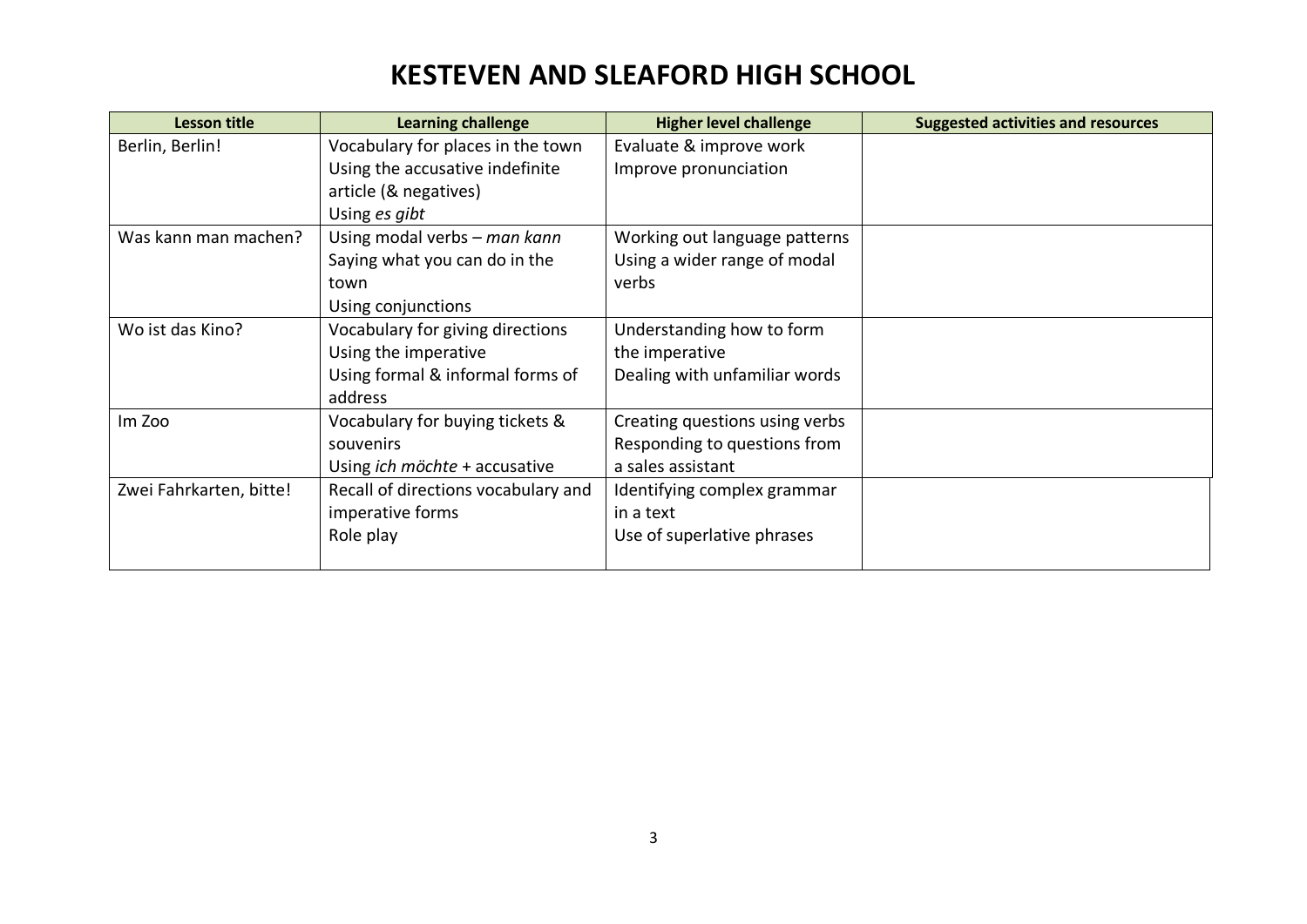# KESTEVEN AND SLEAFORD HIGH SCHOOL

| Lesson title | Learning challenge | Higher level challenge | Suggested activities and resources |
|---|---|---|---|
| Berlin, Berlin! | Vocabulary for places in the town<br>Using the accusative indefinite article (& negatives)<br>Using *es gibt* | Evaluate & improve work<br>Improve pronunciation | |
| Was kann man machen? | Using modal verbs – *man kann*<br>Saying what you can do in the town<br>Using conjunctions | Working out language patterns<br>Using a wider range of modal verbs | |
| Wo ist das Kino? | Vocabulary for giving directions<br>Using the imperative<br>Using formal & informal forms of address | Understanding how to form the imperative<br>Dealing with unfamiliar words | |
| Im Zoo | Vocabulary for buying tickets & souvenirs<br>Using *ich möchte* + accusative | Creating questions using verbs<br>Responding to questions from a sales assistant | |
| Zwei Fahrkarten, bitte! | Recall of directions vocabulary and imperative forms<br>Role play | Identifying complex grammar in a text<br>Use of superlative phrases | |